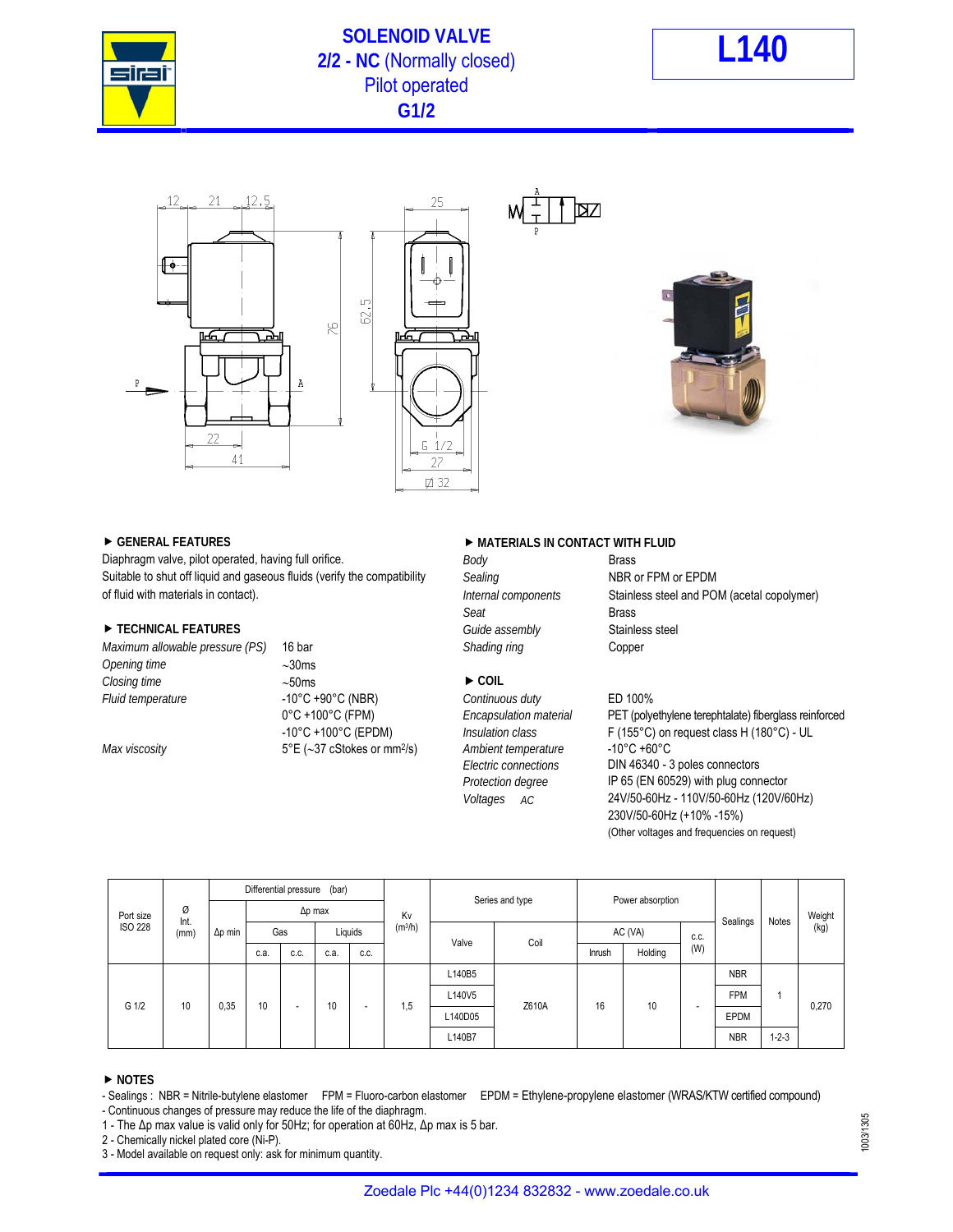# SOLENOID VALVE

## 2/2 - NC (Normally closed)

## Pilot operated

## G1/2

# L140

### ▶ GENERAL FEATURES

Diaphragm valve, pilot operated, having full orifice.
Suitable to shut off liquid and gaseous fluids (verify the compatibility of fluid with materials in contact).

### ▶ TECHNICAL FEATURES

| | |
|---|---|
| *Maximum allowable pressure (PS)* | 16 bar |
| *Opening time* | ~30ms |
| *Closing time* | ~50ms |
| *Fluid temperature* | -10°C +90°C (NBR)<br>0°C +100°C (FPM)<br>-10°C +100°C (EPDM) |
| *Max viscosity* | 5°E (~37 cStokes or mm²/s) |

### ▶ MATERIALS IN CONTACT WITH FLUID

| | |
|---|---|
| *Body* | Brass |
| *Sealing* | NBR or FPM or EPDM |
| *Internal components* | Stainless steel and POM (acetal copolymer) |
| *Seat* | Brass |
| *Guide assembly* | Stainless steel |
| *Shading ring* | Copper |

### ▶ COIL

| | |
|---|---|
| *Continuous duty* | ED 100% |
| *Encapsulation material* | PET (polyethylene terephtalate) fiberglass reinforced |
| *Insulation class* | F (155°C) on request class H (180°C) - UL |
| *Ambient temperature* | -10°C +60°C |
| *Electric connections* | DIN 46340 - 3 poles connectors |
| *Protection degree* | IP 65 (EN 60529) with plug connector |
| *Voltages AC* | 24V/50-60Hz - 110V/50-60Hz (120V/60Hz)<br>230V/50-60Hz (+10% -15%)<br>(Other voltages and frequencies on request) |

| Port size ISO 228 | Ø Int. (mm) | Differential pressure (bar) | | | | | | Kv (m³/h) | Series and type | | Power absorption | | | Sealings | Notes | Weight (kg) |
|---|---|---|---|---|---|---|---|---|---|---|---|---|---|---|---|---|
| | | Δp min | Δp max | | | | | | Valve | Coil | AC (VA) | | c.c. (W) | | | |
| | | | Gas | | Liquids | | | | | | Inrush | Holding | | | | |
| | | | c.a. | c.c. | c.a. | c.c. | | | | | | | | | | |
| G 1/2 | 10 | 0,35 | 10 | - | 10 | - | | 1,5 | L140B5 | Z610A | 16 | 10 | - | NBR | 1 | 0,270 |
| | | | | | | | | | L140V5 | | | | | FPM | | |
| | | | | | | | | | L140D05 | | | | | EPDM | | |
| | | | | | | | | | L140B7 | | | | | NBR | 1-2-3 | |

### ▶ NOTES

- Sealings : NBR = Nitrile-butylene elastomer FPM = Fluoro-carbon elastomer EPDM = Ethylene-propylene elastomer (WRAS/KTW certified compound)
- Continuous changes of pressure may reduce the life of the diaphragm.

1 - The Δp max value is valid only for 50Hz; for operation at 60Hz, Δp max is 5 bar.
2 - Chemically nickel plated core (Ni-P).
3 - Model available on request only: ask for minimum quantity.

Zoedale Plc +44(0)1234 832832 - www.zoedale.co.uk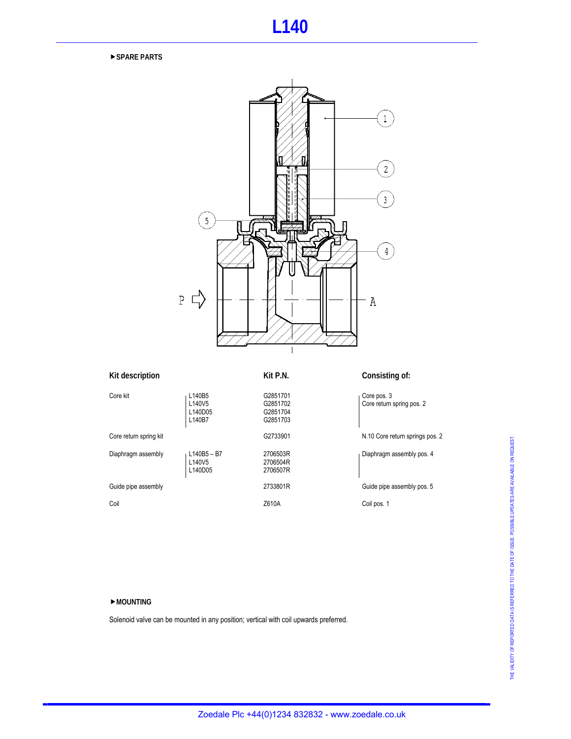# L140

## ▶SPARE PARTS

1
2
3
4
5
P
A

| Kit description | | Kit P.N. | Consisting of: |
|---|---|---|---|
| Core kit | L140B5<br>L140V5<br>L140D05<br>L140B7 | G2851701<br>G2851702<br>G2851704<br>G2851703 | Core pos. 3<br>Core return spring pos. 2 |
| Core return spring kit | | G2733901 | N.10 Core return springs pos. 2 |
| Diaphragm assembly | L140B5 – B7<br>L140V5<br>L140D05 | 2706503R<br>2706504R<br>2706507R | Diaphragm assembly pos. 4 |
| Guide pipe assembly | | 2733801R | Guide pipe assembly pos. 5 |
| Coil | | Z610A | Coil pos. 1 |

## ▶MOUNTING

Solenoid valve can be mounted in any position; vertical with coil upwards preferred.

THE VALIDITY OF REPORTED DATA IS REFERRED TO THE DATE OF ISSUE. POSSIBLE UPDATES ARE AVAILABLE ON REQUEST.

Zoedale Plc +44(0)1234 832832 - www.zoedale.co.uk